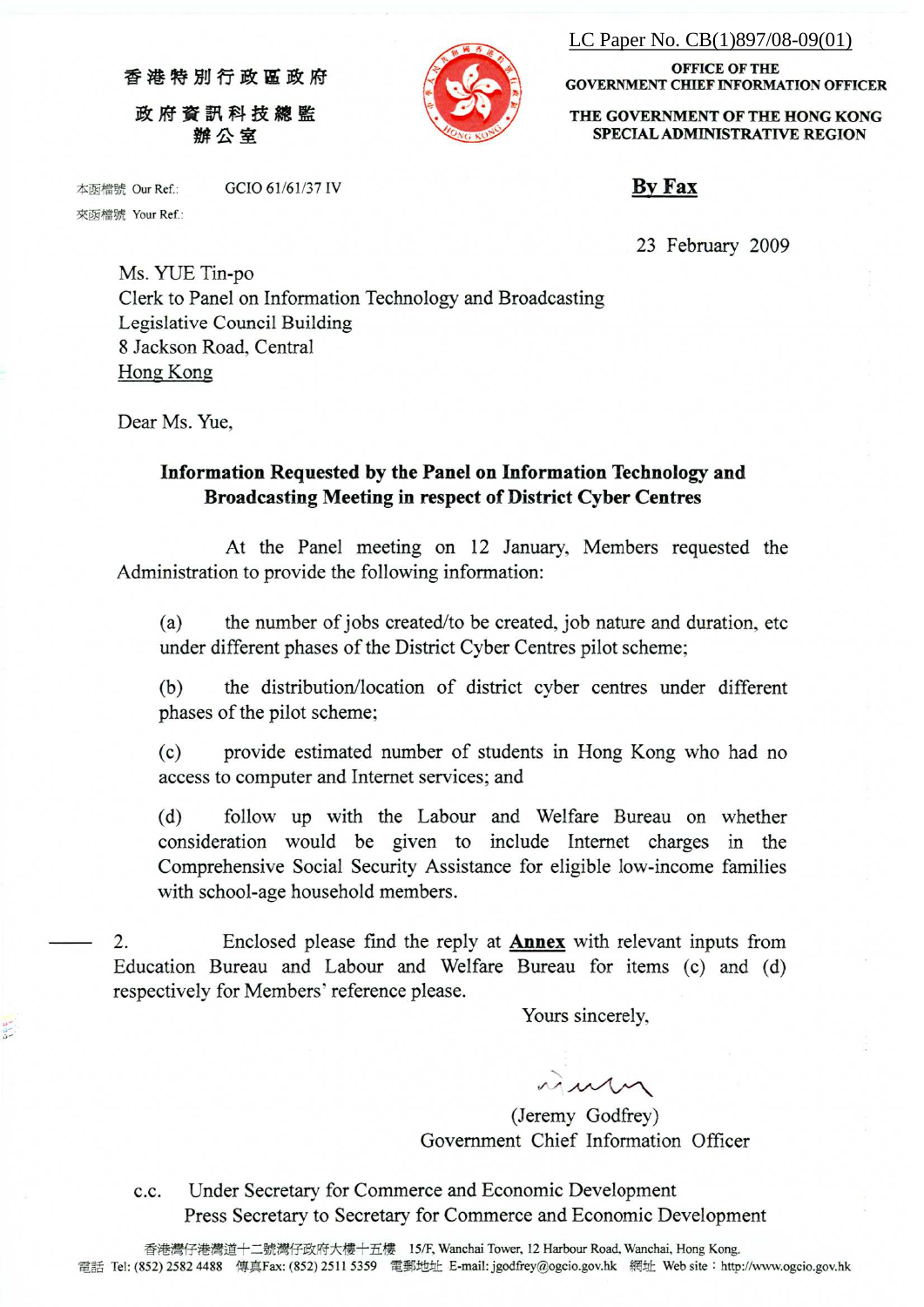LC Paper No. CB(1)897/08-09(01)

香港特別行政區政府

政府資訊科技總監辦公室

OFFICE OF THE GOVERNMENT CHIEF INFORMATION OFFICER

THE GOVERNMENT OF THE HONG KONG SPECIAL ADMINISTRATIVE REGION

本函檔號 Our Ref.: GCIO 61/61/37 IV

來函檔號 Your Ref.:

**By Fax**

23 February 2009

Ms. YUE Tin-po
Clerk to Panel on Information Technology and Broadcasting
Legislative Council Building
8 Jackson Road, Central
Hong Kong

Dear Ms. Yue,

**Information Requested by the Panel on Information Technology and Broadcasting Meeting in respect of District Cyber Centres**

At the Panel meeting on 12 January, Members requested the Administration to provide the following information:

(a) the number of jobs created/to be created, job nature and duration, etc under different phases of the District Cyber Centres pilot scheme;

(b) the distribution/location of district cyber centres under different phases of the pilot scheme;

(c) provide estimated number of students in Hong Kong who had no access to computer and Internet services; and

(d) follow up with the Labour and Welfare Bureau on whether consideration would be given to include Internet charges in the Comprehensive Social Security Assistance for eligible low-income families with school-age household members.

2. Enclosed please find the reply at **Annex** with relevant inputs from Education Bureau and Labour and Welfare Bureau for items (c) and (d) respectively for Members' reference please.

Yours sincerely,

(Jeremy Godfrey)
Government Chief Information Officer

c.c. Under Secretary for Commerce and Economic Development
Press Secretary to Secretary for Commerce and Economic Development

香港灣仔港灣道十二號灣仔政府大樓十五樓 15/F, Wanchai Tower, 12 Harbour Road, Wanchai, Hong Kong.
電話 Tel: (852) 2582 4488 傳真Fax: (852) 2511 5359 電郵地址 E-mail: jgodfrey@ogcio.gov.hk 網址 Web site：http://www.ogcio.gov.hk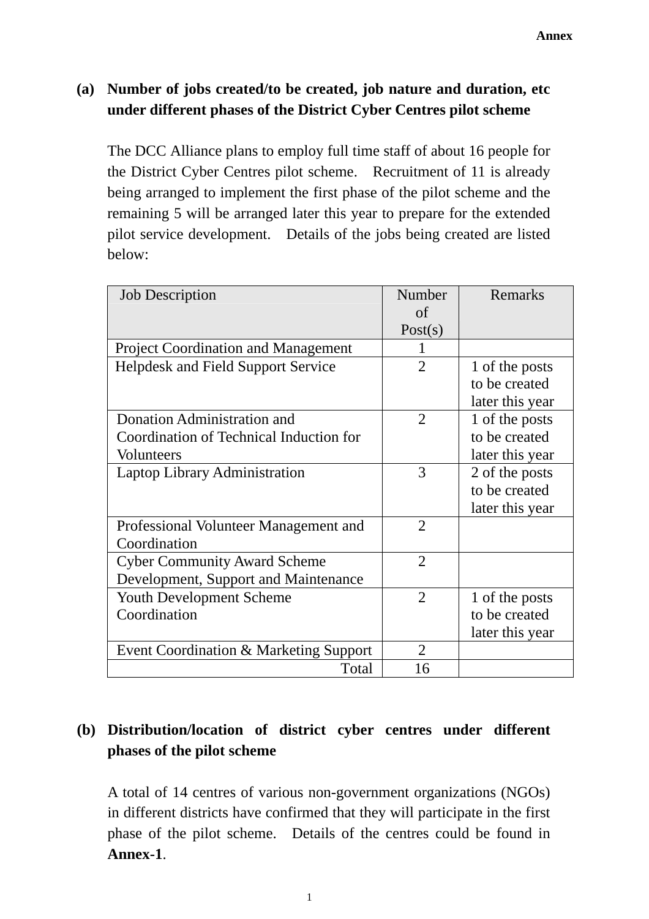**Annex**

**(a) Number of jobs created/to be created, job nature and duration, etc under different phases of the District Cyber Centres pilot scheme**

The DCC Alliance plans to employ full time staff of about 16 people for the District Cyber Centres pilot scheme. Recruitment of 11 is already being arranged to implement the first phase of the pilot scheme and the remaining 5 will be arranged later this year to prepare for the extended pilot service development. Details of the jobs being created are listed below:

| Job Description | Number of Post(s) | Remarks |
|---|---|---|
| Project Coordination and Management | 1 | |
| Helpdesk and Field Support Service | 2 | 1 of the posts to be created later this year |
| Donation Administration and Coordination of Technical Induction for Volunteers | 2 | 1 of the posts to be created later this year |
| Laptop Library Administration | 3 | 2 of the posts to be created later this year |
| Professional Volunteer Management and Coordination | 2 | |
| Cyber Community Award Scheme Development, Support and Maintenance | 2 | |
| Youth Development Scheme Coordination | 2 | 1 of the posts to be created later this year |
| Event Coordination & Marketing Support | 2 | |
| Total | 16 | |

**(b) Distribution/location of district cyber centres under different phases of the pilot scheme**

A total of 14 centres of various non-government organizations (NGOs) in different districts have confirmed that they will participate in the first phase of the pilot scheme. Details of the centres could be found in **Annex-1**.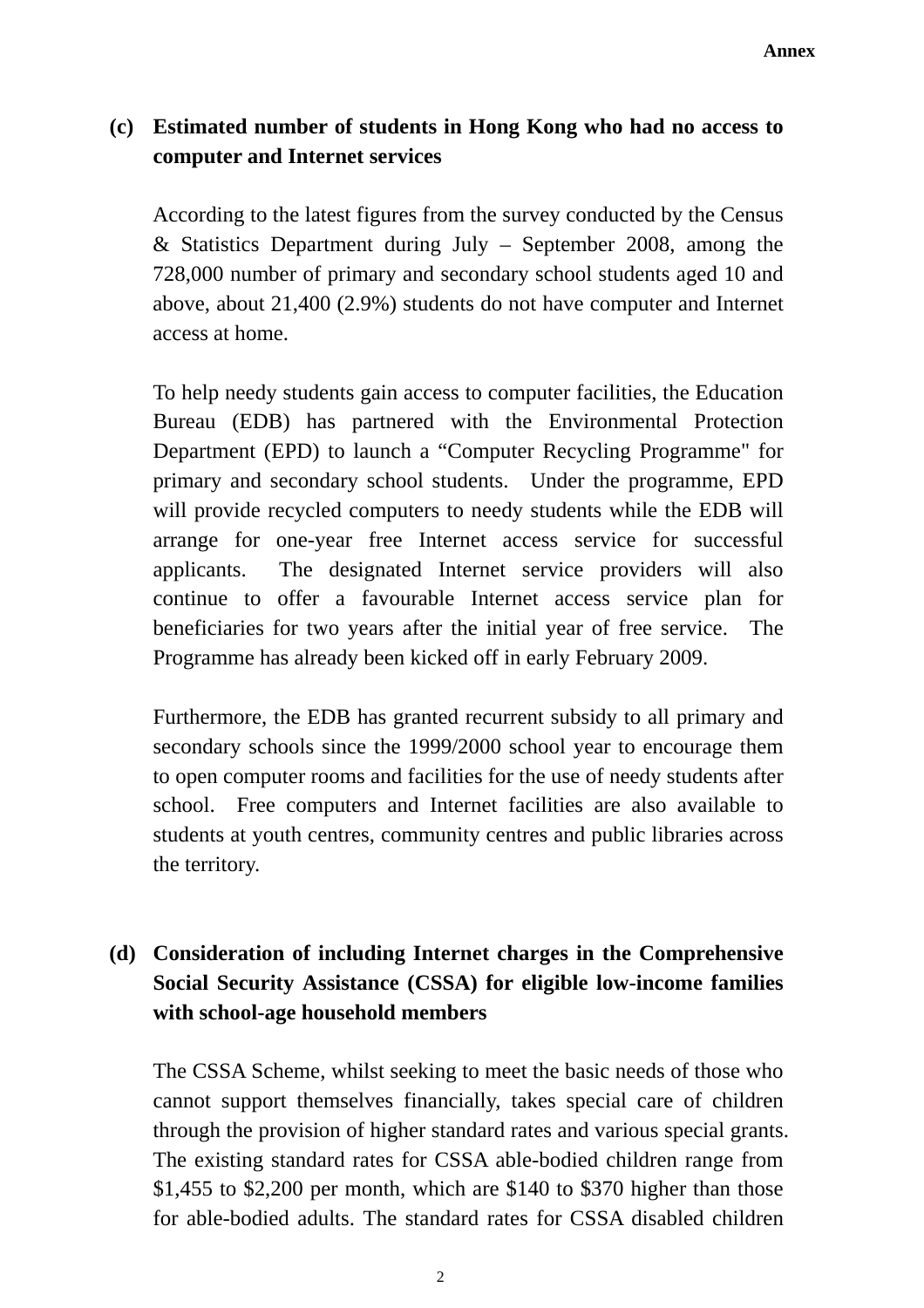**Annex**

**(c) Estimated number of students in Hong Kong who had no access to computer and Internet services**

According to the latest figures from the survey conducted by the Census & Statistics Department during July – September 2008, among the 728,000 number of primary and secondary school students aged 10 and above, about 21,400 (2.9%) students do not have computer and Internet access at home.

To help needy students gain access to computer facilities, the Education Bureau (EDB) has partnered with the Environmental Protection Department (EPD) to launch a "Computer Recycling Programme" for primary and secondary school students. Under the programme, EPD will provide recycled computers to needy students while the EDB will arrange for one-year free Internet access service for successful applicants. The designated Internet service providers will also continue to offer a favourable Internet access service plan for beneficiaries for two years after the initial year of free service. The Programme has already been kicked off in early February 2009.

Furthermore, the EDB has granted recurrent subsidy to all primary and secondary schools since the 1999/2000 school year to encourage them to open computer rooms and facilities for the use of needy students after school. Free computers and Internet facilities are also available to students at youth centres, community centres and public libraries across the territory.

**(d) Consideration of including Internet charges in the Comprehensive Social Security Assistance (CSSA) for eligible low-income families with school-age household members**

The CSSA Scheme, whilst seeking to meet the basic needs of those who cannot support themselves financially, takes special care of children through the provision of higher standard rates and various special grants. The existing standard rates for CSSA able-bodied children range from $1,455 to $2,200 per month, which are $140 to $370 higher than those for able-bodied adults. The standard rates for CSSA disabled children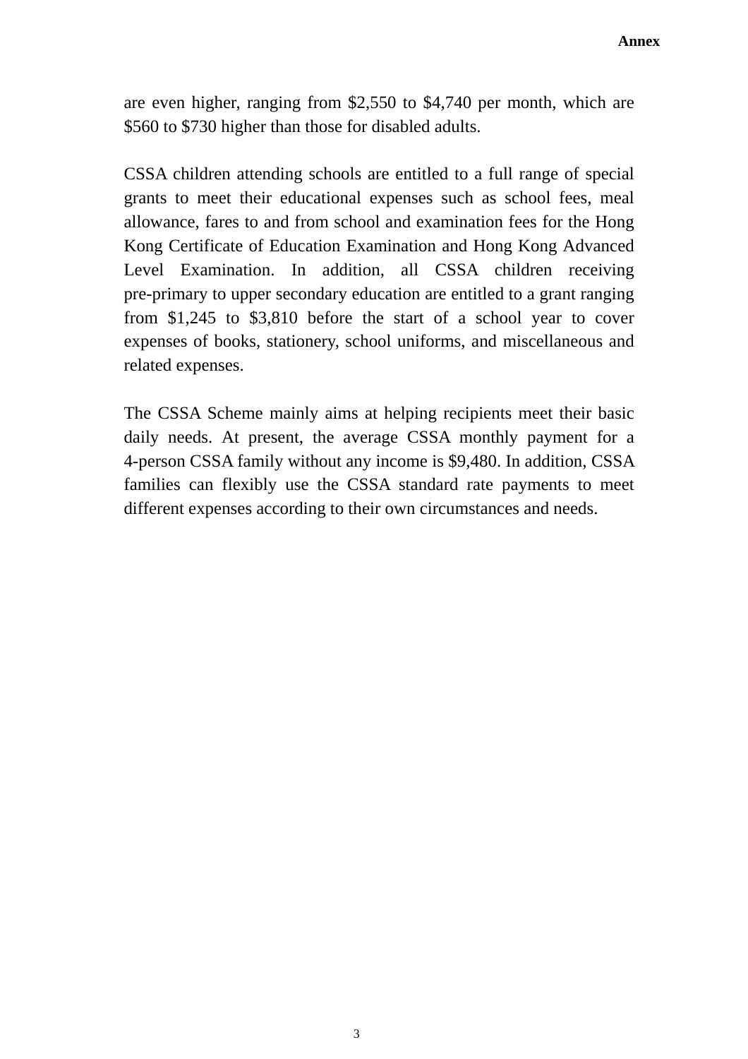are even higher, ranging from $2,550 to $4,740 per month, which are $560 to $730 higher than those for disabled adults.

CSSA children attending schools are entitled to a full range of special grants to meet their educational expenses such as school fees, meal allowance, fares to and from school and examination fees for the Hong Kong Certificate of Education Examination and Hong Kong Advanced Level Examination. In addition, all CSSA children receiving pre-primary to upper secondary education are entitled to a grant ranging from $1,245 to $3,810 before the start of a school year to cover expenses of books, stationery, school uniforms, and miscellaneous and related expenses.

The CSSA Scheme mainly aims at helping recipients meet their basic daily needs. At present, the average CSSA monthly payment for a 4-person CSSA family without any income is $9,480. In addition, CSSA families can flexibly use the CSSA standard rate payments to meet different expenses according to their own circumstances and needs.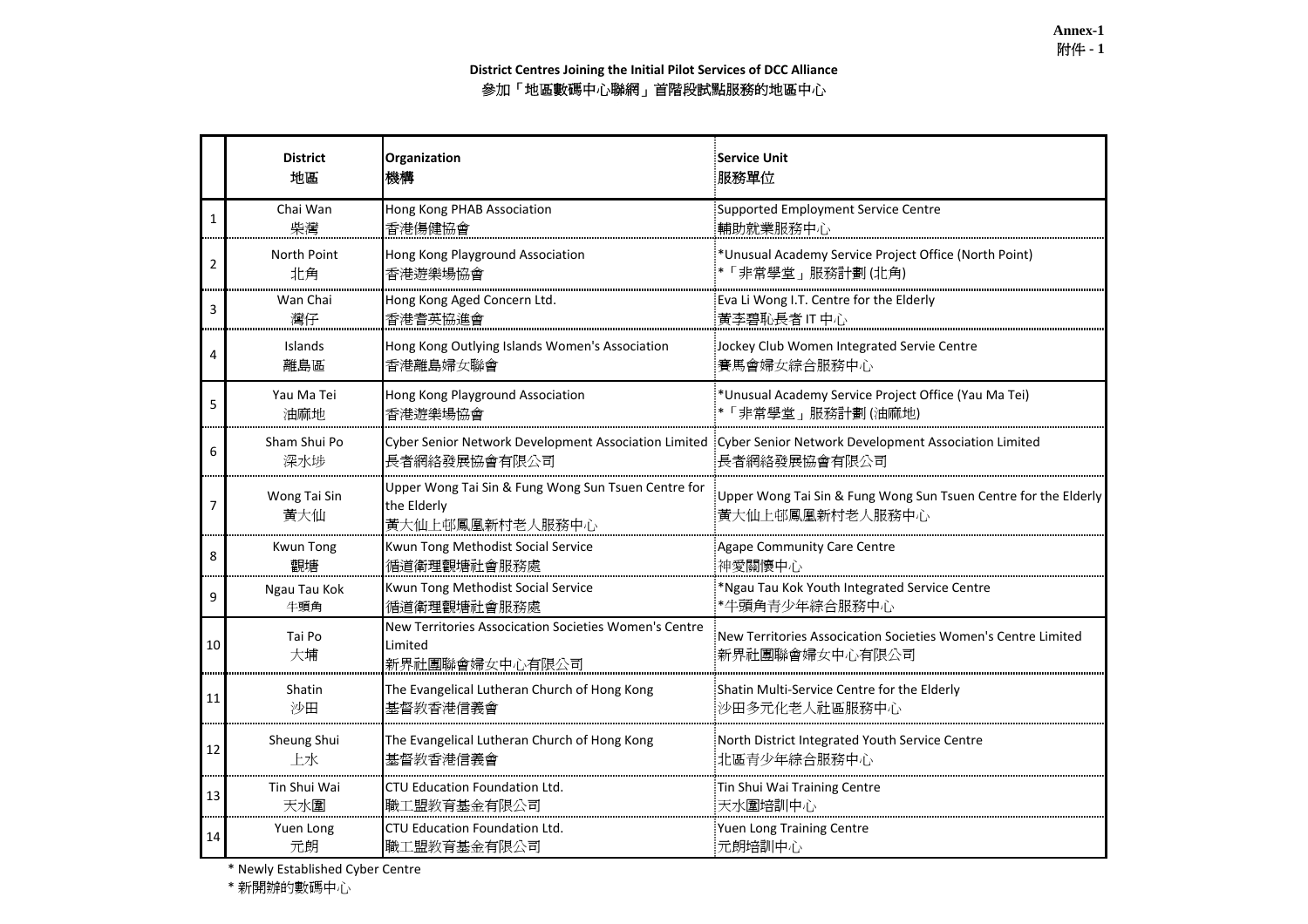**Annex-1**
**附件 - 1**

**District Centres Joining the Initial Pilot Services of DCC Alliance**
**參加「地區數碼中心聯網」首階段試點服務的地區中心**

| | **District** 地區 | **Organization** 機構 | **Service Unit** 服務單位 |
|---|---|---|---|
| 1 | Chai Wan 柴灣 | Hong Kong PHAB Association 香港傷健協會 | Supported Employment Service Centre 輔助就業服務中心 |
| 2 | North Point 北角 | Hong Kong Playground Association 香港遊樂場協會 | *Unusual Academy Service Project Office (North Point) *「非常學堂」服務計劃 (北角) |
| 3 | Wan Chai 灣仔 | Hong Kong Aged Concern Ltd. 香港耆英協進會 | Eva Li Wong I.T. Centre for the Elderly 黃李碧恥長者 IT 中心 |
| 4 | Islands 離島區 | Hong Kong Outlying Islands Women's Association 香港離島婦女聯會 | Jockey Club Women Integrated Servie Centre 賽馬會婦女綜合服務中心 |
| 5 | Yau Ma Tei 油麻地 | Hong Kong Playground Association 香港遊樂場協會 | *Unusual Academy Service Project Office (Yau Ma Tei) *「非常學堂」服務計劃 (油麻地) |
| 6 | Sham Shui Po 深水埗 | Cyber Senior Network Development Association Limited 長者網絡發展協會有限公司 | Cyber Senior Network Development Association Limited 長者網絡發展協會有限公司 |
| 7 | Wong Tai Sin 黃大仙 | Upper Wong Tai Sin & Fung Wong Sun Tsuen Centre for the Elderly 黃大仙上邨鳳凰新村老人服務中心 | Upper Wong Tai Sin & Fung Wong Sun Tsuen Centre for the Elderly 黃大仙上邨鳳凰新村老人服務中心 |
| 8 | Kwun Tong 觀塘 | Kwun Tong Methodist Social Service 循道衛理觀塘社會服務處 | Agape Community Care Centre 神愛關懷中心 |
| 9 | Ngau Tau Kok 牛頭角 | Kwun Tong Methodist Social Service 循道衛理觀塘社會服務處 | *Ngau Tau Kok Youth Integrated Service Centre *牛頭角青少年綜合服務中心 |
| 10 | Tai Po 大埔 | New Territories Assocication Societies Women's Centre Limited 新界社團聯會婦女中心有限公司 | New Territories Assocication Societies Women's Centre Limited 新界社團聯會婦女中心有限公司 |
| 11 | Shatin 沙田 | The Evangelical Lutheran Church of Hong Kong 基督教香港信義會 | Shatin Multi-Service Centre for the Elderly 沙田多元化老人社區服務中心 |
| 12 | Sheung Shui 上水 | The Evangelical Lutheran Church of Hong Kong 基督教香港信義會 | North District Integrated Youth Service Centre 北區青少年綜合服務中心 |
| 13 | Tin Shui Wai 天水圍 | CTU Education Foundation Ltd. 職工盟教育基金有限公司 | Tin Shui Wai Training Centre 天水圍培訓中心 |
| 14 | Yuen Long 元朗 | CTU Education Foundation Ltd. 職工盟教育基金有限公司 | Yuen Long Training Centre 元朗培訓中心 |

\* Newly Established Cyber Centre
\* 新開辦的數碼中心